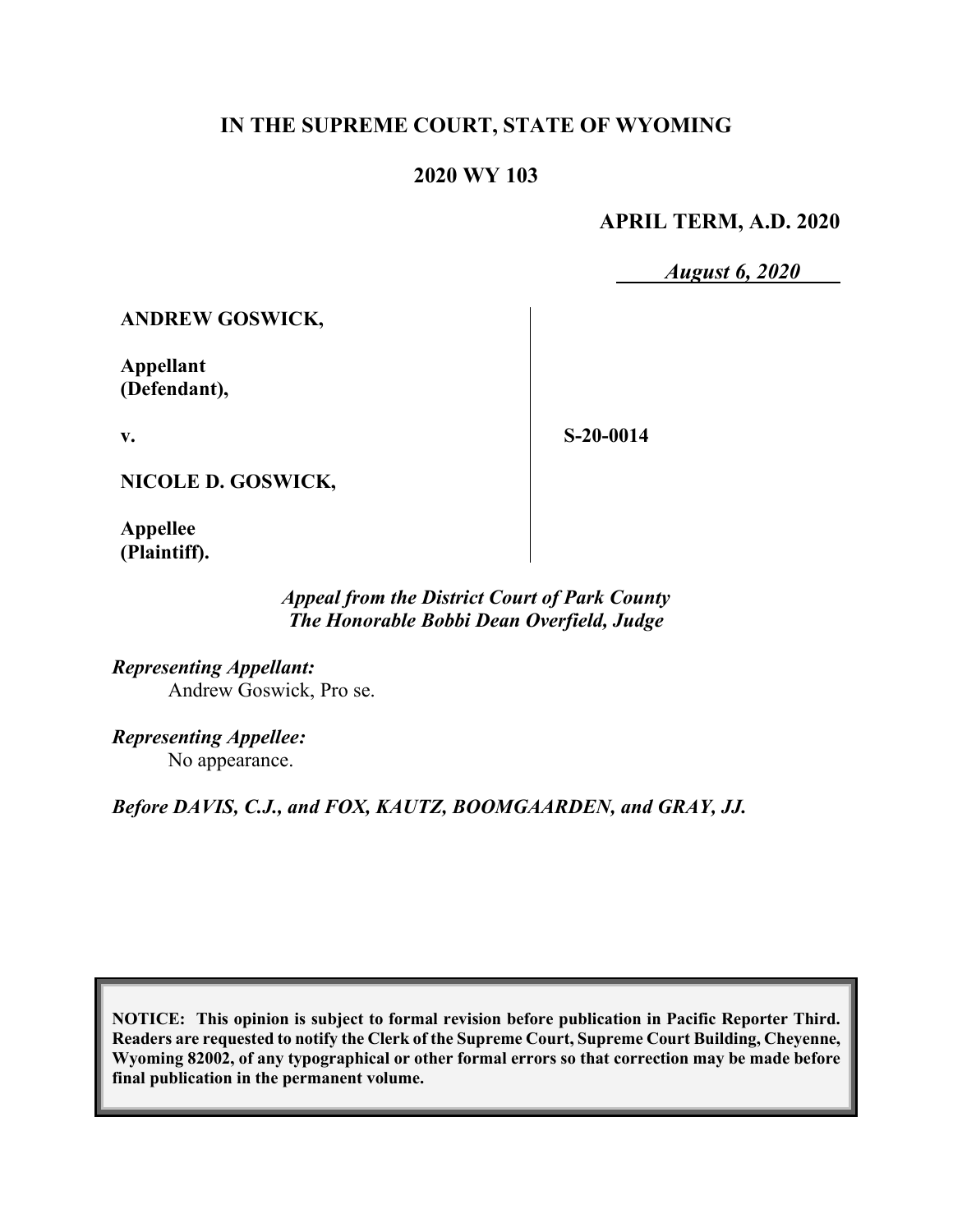# IN THE SUPREME COURT, STATE OF WYOMING

## 2020 WY 103

**APRIL TERM, A.D. 2020**

***August 6, 2020***

| | |
|---|---|
| **ANDREW GOSWICK,**<br><br>**Appellant (Defendant),**<br><br>**v.**<br><br>**NICOLE D. GOSWICK,**<br><br>**Appellee (Plaintiff).** | **S-20-0014** |

***Appeal from the District Court of Park County***
***The Honorable Bobbi Dean Overfield, Judge***

***Representing Appellant:***
Andrew Goswick, Pro se.

***Representing Appellee:***
No appearance.

***Before DAVIS, C.J., and FOX, KAUTZ, BOOMGAARDEN, and GRAY, JJ.***

**NOTICE: This opinion is subject to formal revision before publication in Pacific Reporter Third. Readers are requested to notify the Clerk of the Supreme Court, Supreme Court Building, Cheyenne, Wyoming 82002, of any typographical or other formal errors so that correction may be made before final publication in the permanent volume.**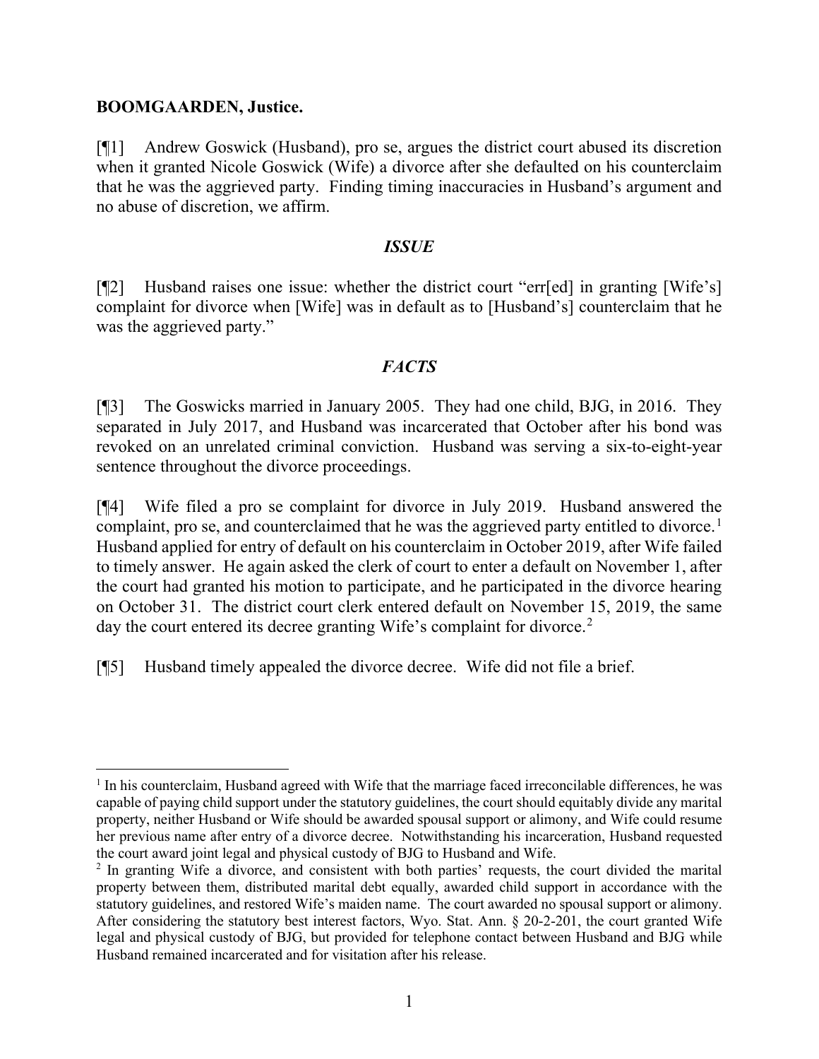**BOOMGAARDEN, Justice.**

[¶1] Andrew Goswick (Husband), pro se, argues the district court abused its discretion when it granted Nicole Goswick (Wife) a divorce after she defaulted on his counterclaim that he was the aggrieved party. Finding timing inaccuracies in Husband's argument and no abuse of discretion, we affirm.

## *ISSUE*

[¶2] Husband raises one issue: whether the district court "err[ed] in granting [Wife's] complaint for divorce when [Wife] was in default as to [Husband's] counterclaim that he was the aggrieved party."

## *FACTS*

[¶3] The Goswicks married in January 2005. They had one child, BJG, in 2016. They separated in July 2017, and Husband was incarcerated that October after his bond was revoked on an unrelated criminal conviction. Husband was serving a six-to-eight-year sentence throughout the divorce proceedings.

[¶4] Wife filed a pro se complaint for divorce in July 2019. Husband answered the complaint, pro se, and counterclaimed that he was the aggrieved party entitled to divorce.[1] Husband applied for entry of default on his counterclaim in October 2019, after Wife failed to timely answer. He again asked the clerk of court to enter a default on November 1, after the court had granted his motion to participate, and he participated in the divorce hearing on October 31. The district court clerk entered default on November 15, 2019, the same day the court entered its decree granting Wife's complaint for divorce.[2]

[¶5] Husband timely appealed the divorce decree. Wife did not file a brief.

---

[1] In his counterclaim, Husband agreed with Wife that the marriage faced irreconcilable differences, he was capable of paying child support under the statutory guidelines, the court should equitably divide any marital property, neither Husband or Wife should be awarded spousal support or alimony, and Wife could resume her previous name after entry of a divorce decree. Notwithstanding his incarceration, Husband requested the court award joint legal and physical custody of BJG to Husband and Wife.

[2] In granting Wife a divorce, and consistent with both parties' requests, the court divided the marital property between them, distributed marital debt equally, awarded child support in accordance with the statutory guidelines, and restored Wife's maiden name. The court awarded no spousal support or alimony. After considering the statutory best interest factors, Wyo. Stat. Ann. § 20-2-201, the court granted Wife legal and physical custody of BJG, but provided for telephone contact between Husband and BJG while Husband remained incarcerated and for visitation after his release.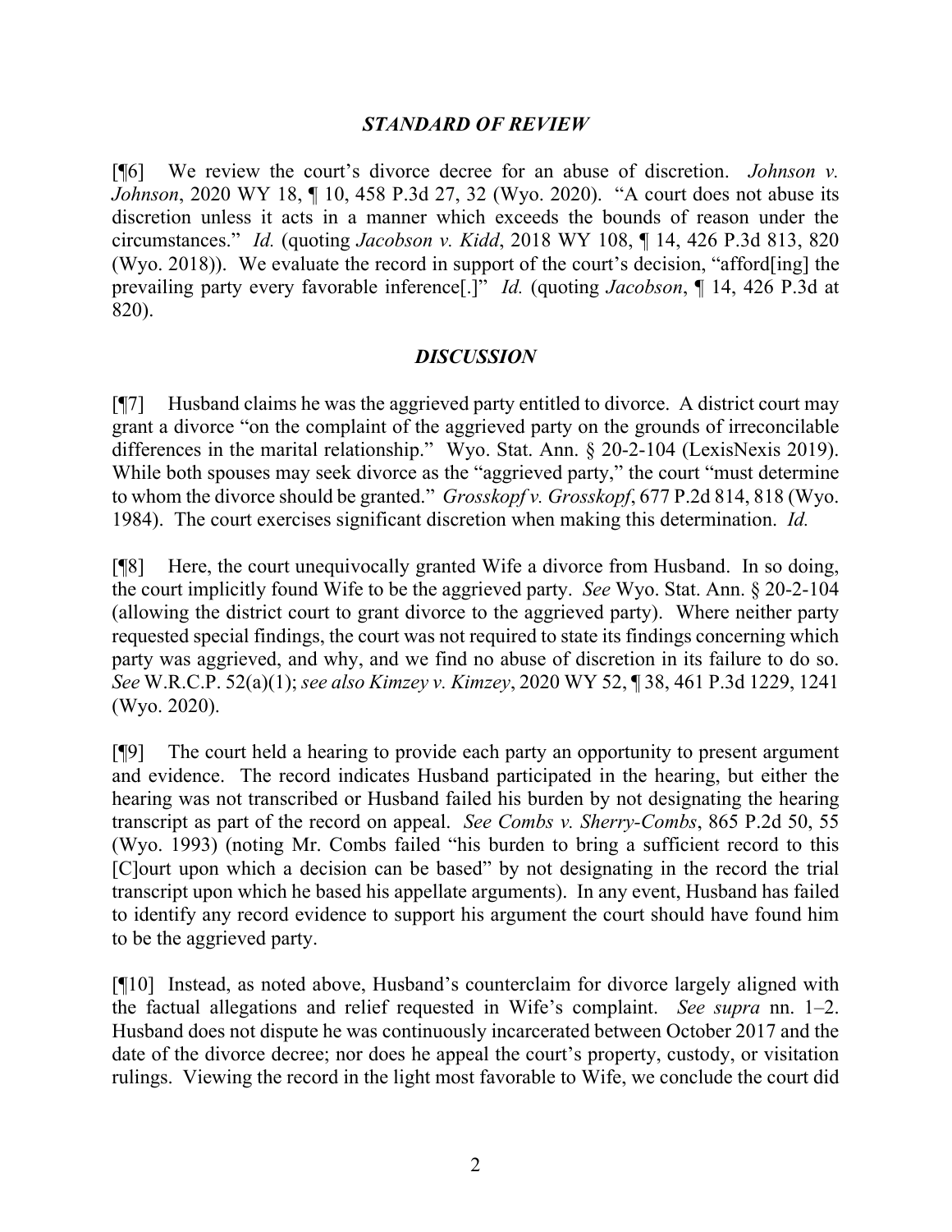## *STANDARD OF REVIEW*

[¶6] We review the court's divorce decree for an abuse of discretion. *Johnson v. Johnson*, 2020 WY 18, ¶ 10, 458 P.3d 27, 32 (Wyo. 2020). "A court does not abuse its discretion unless it acts in a manner which exceeds the bounds of reason under the circumstances." *Id.* (quoting *Jacobson v. Kidd*, 2018 WY 108, ¶ 14, 426 P.3d 813, 820 (Wyo. 2018)). We evaluate the record in support of the court's decision, "afford[ing] the prevailing party every favorable inference[.]" *Id.* (quoting *Jacobson*, ¶ 14, 426 P.3d at 820).

## *DISCUSSION*

[¶7] Husband claims he was the aggrieved party entitled to divorce. A district court may grant a divorce "on the complaint of the aggrieved party on the grounds of irreconcilable differences in the marital relationship." Wyo. Stat. Ann. § 20-2-104 (LexisNexis 2019). While both spouses may seek divorce as the "aggrieved party," the court "must determine to whom the divorce should be granted." *Grosskopf v. Grosskopf*, 677 P.2d 814, 818 (Wyo. 1984). The court exercises significant discretion when making this determination. *Id.*

[¶8] Here, the court unequivocally granted Wife a divorce from Husband. In so doing, the court implicitly found Wife to be the aggrieved party. *See* Wyo. Stat. Ann. § 20-2-104 (allowing the district court to grant divorce to the aggrieved party). Where neither party requested special findings, the court was not required to state its findings concerning which party was aggrieved, and why, and we find no abuse of discretion in its failure to do so. *See* W.R.C.P. 52(a)(1); *see also Kimzey v. Kimzey*, 2020 WY 52, ¶ 38, 461 P.3d 1229, 1241 (Wyo. 2020).

[¶9] The court held a hearing to provide each party an opportunity to present argument and evidence. The record indicates Husband participated in the hearing, but either the hearing was not transcribed or Husband failed his burden by not designating the hearing transcript as part of the record on appeal. *See Combs v. Sherry-Combs*, 865 P.2d 50, 55 (Wyo. 1993) (noting Mr. Combs failed "his burden to bring a sufficient record to this [C]ourt upon which a decision can be based" by not designating in the record the trial transcript upon which he based his appellate arguments). In any event, Husband has failed to identify any record evidence to support his argument the court should have found him to be the aggrieved party.

[¶10] Instead, as noted above, Husband's counterclaim for divorce largely aligned with the factual allegations and relief requested in Wife's complaint. *See supra* nn. 1–2. Husband does not dispute he was continuously incarcerated between October 2017 and the date of the divorce decree; nor does he appeal the court's property, custody, or visitation rulings. Viewing the record in the light most favorable to Wife, we conclude the court did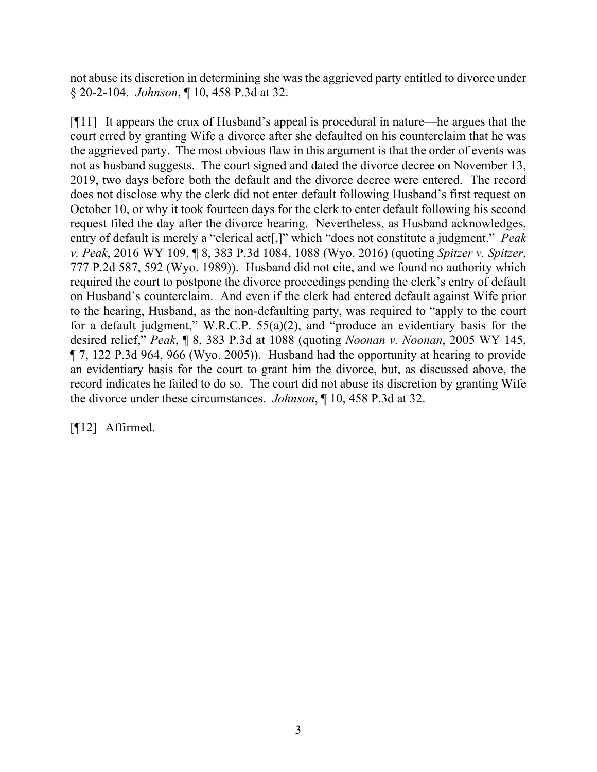not abuse its discretion in determining she was the aggrieved party entitled to divorce under § 20-2-104. *Johnson*, ¶ 10, 458 P.3d at 32.

[¶11] It appears the crux of Husband's appeal is procedural in nature—he argues that the court erred by granting Wife a divorce after she defaulted on his counterclaim that he was the aggrieved party. The most obvious flaw in this argument is that the order of events was not as husband suggests. The court signed and dated the divorce decree on November 13, 2019, two days before both the default and the divorce decree were entered. The record does not disclose why the clerk did not enter default following Husband's first request on October 10, or why it took fourteen days for the clerk to enter default following his second request filed the day after the divorce hearing. Nevertheless, as Husband acknowledges, entry of default is merely a "clerical act[,]" which "does not constitute a judgment." *Peak v. Peak*, 2016 WY 109, ¶ 8, 383 P.3d 1084, 1088 (Wyo. 2016) (quoting *Spitzer v. Spitzer*, 777 P.2d 587, 592 (Wyo. 1989)). Husband did not cite, and we found no authority which required the court to postpone the divorce proceedings pending the clerk's entry of default on Husband's counterclaim. And even if the clerk had entered default against Wife prior to the hearing, Husband, as the non-defaulting party, was required to "apply to the court for a default judgment," W.R.C.P. 55(a)(2), and "produce an evidentiary basis for the desired relief," *Peak*, ¶ 8, 383 P.3d at 1088 (quoting *Noonan v. Noonan*, 2005 WY 145, ¶ 7, 122 P.3d 964, 966 (Wyo. 2005)). Husband had the opportunity at hearing to provide an evidentiary basis for the court to grant him the divorce, but, as discussed above, the record indicates he failed to do so. The court did not abuse its discretion by granting Wife the divorce under these circumstances. *Johnson*, ¶ 10, 458 P.3d at 32.

[¶12] Affirmed.